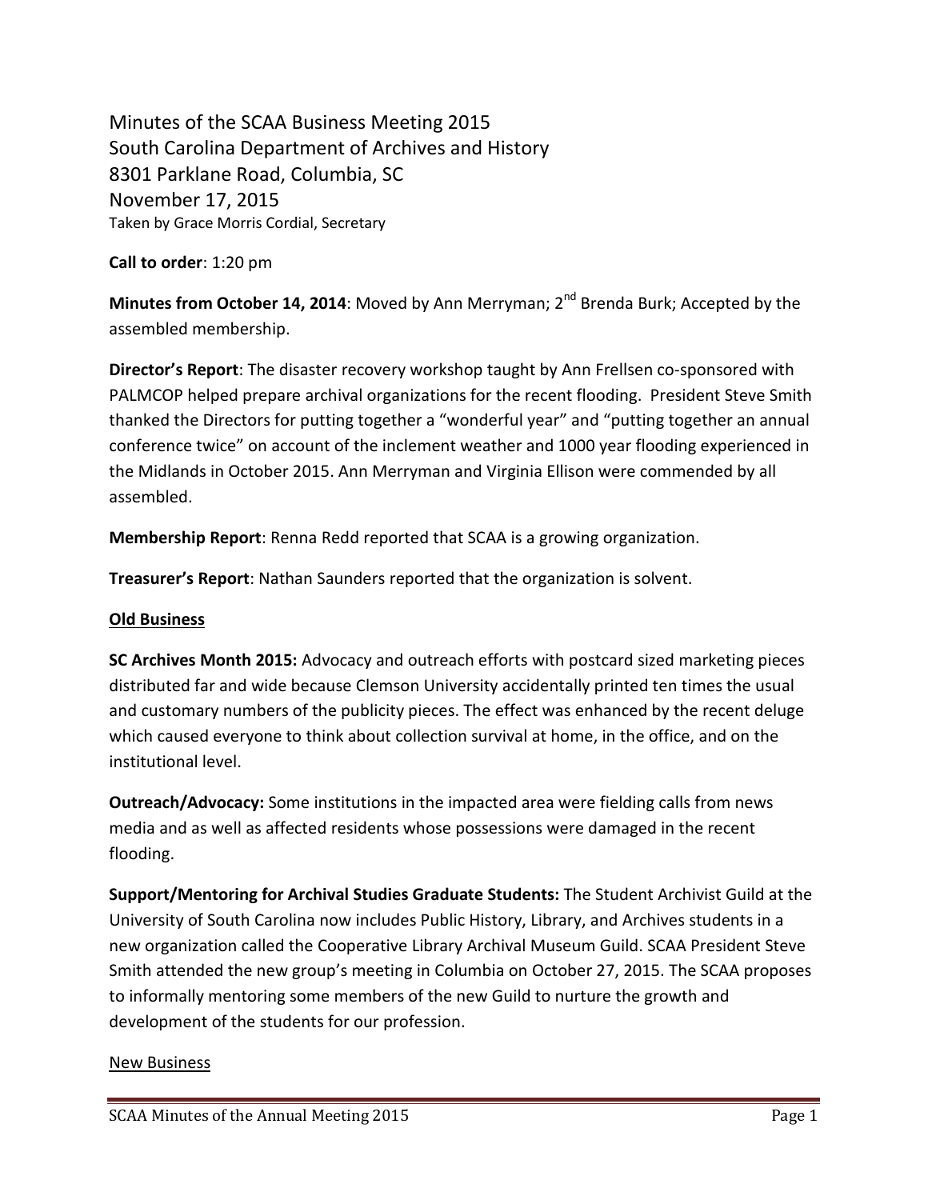Minutes of the SCAA Business Meeting 2015
South Carolina Department of Archives and History
8301 Parklane Road, Columbia, SC
November 17, 2015
Taken by Grace Morris Cordial, Secretary

**Call to order**: 1:20 pm

**Minutes from October 14, 2014**: Moved by Ann Merryman; 2nd Brenda Burk; Accepted by the assembled membership.

**Director's Report**: The disaster recovery workshop taught by Ann Frellsen co-sponsored with PALMCOP helped prepare archival organizations for the recent flooding. President Steve Smith thanked the Directors for putting together a "wonderful year" and "putting together an annual conference twice" on account of the inclement weather and 1000 year flooding experienced in the Midlands in October 2015. Ann Merryman and Virginia Ellison were commended by all assembled.

**Membership Report**: Renna Redd reported that SCAA is a growing organization.

**Treasurer's Report**: Nathan Saunders reported that the organization is solvent.

<u>**Old Business**</u>

**SC Archives Month 2015:** Advocacy and outreach efforts with postcard sized marketing pieces distributed far and wide because Clemson University accidentally printed ten times the usual and customary numbers of the publicity pieces. The effect was enhanced by the recent deluge which caused everyone to think about collection survival at home, in the office, and on the institutional level.

**Outreach/Advocacy:** Some institutions in the impacted area were fielding calls from news media and as well as affected residents whose possessions were damaged in the recent flooding.

**Support/Mentoring for Archival Studies Graduate Students:** The Student Archivist Guild at the University of South Carolina now includes Public History, Library, and Archives students in a new organization called the Cooperative Library Archival Museum Guild. SCAA President Steve Smith attended the new group's meeting in Columbia on October 27, 2015. The SCAA proposes to informally mentoring some members of the new Guild to nurture the growth and development of the students for our profession.

<u>New Business</u>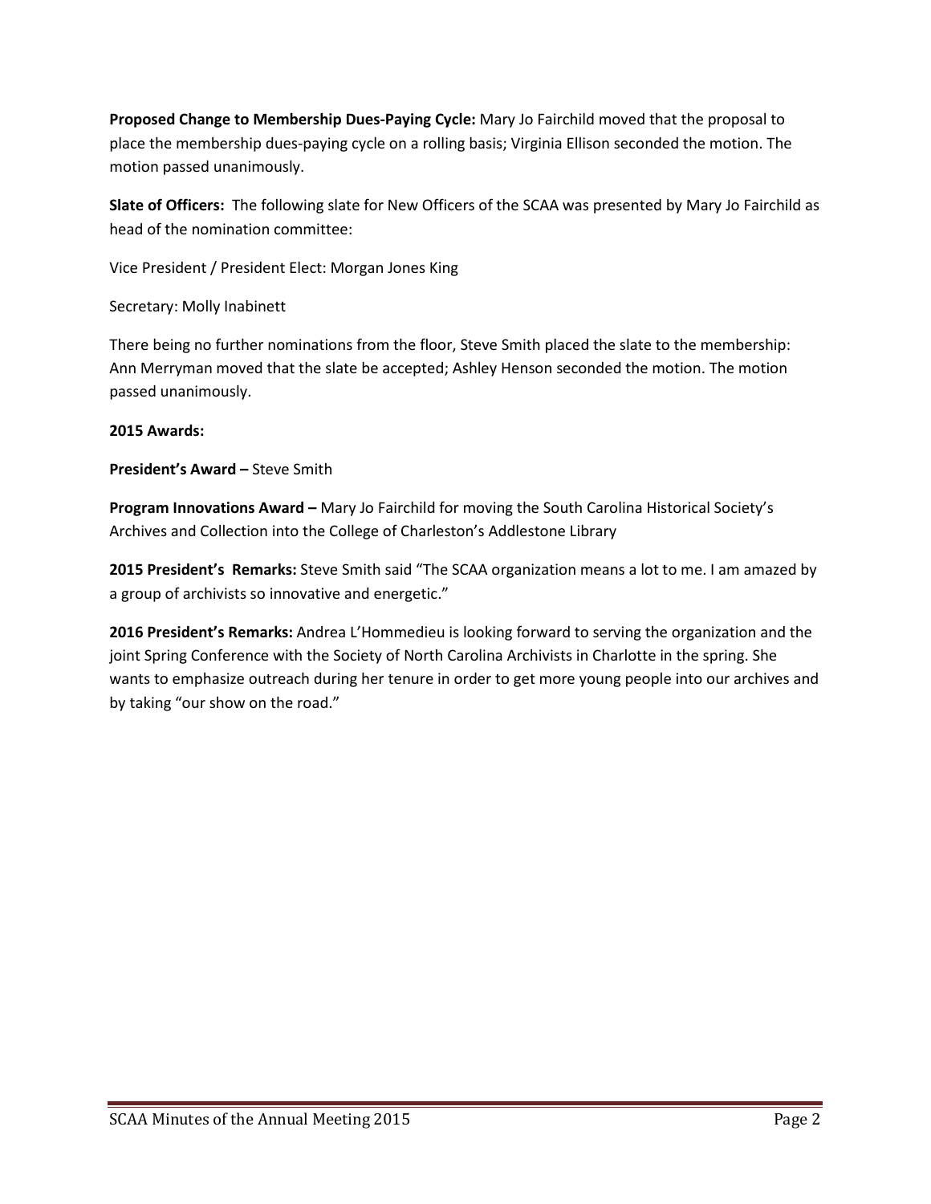**Proposed Change to Membership Dues-Paying Cycle:** Mary Jo Fairchild moved that the proposal to place the membership dues-paying cycle on a rolling basis; Virginia Ellison seconded the motion. The motion passed unanimously.

**Slate of Officers:** The following slate for New Officers of the SCAA was presented by Mary Jo Fairchild as head of the nomination committee:

Vice President / President Elect: Morgan Jones King

Secretary: Molly Inabinett

There being no further nominations from the floor, Steve Smith placed the slate to the membership: Ann Merryman moved that the slate be accepted; Ashley Henson seconded the motion. The motion passed unanimously.

**2015 Awards:**

**President's Award –** Steve Smith

**Program Innovations Award –** Mary Jo Fairchild for moving the South Carolina Historical Society's Archives and Collection into the College of Charleston's Addlestone Library

**2015 President's Remarks:** Steve Smith said "The SCAA organization means a lot to me. I am amazed by a group of archivists so innovative and energetic."

**2016 President's Remarks:** Andrea L'Hommedieu is looking forward to serving the organization and the joint Spring Conference with the Society of North Carolina Archivists in Charlotte in the spring. She wants to emphasize outreach during her tenure in order to get more young people into our archives and by taking "our show on the road."